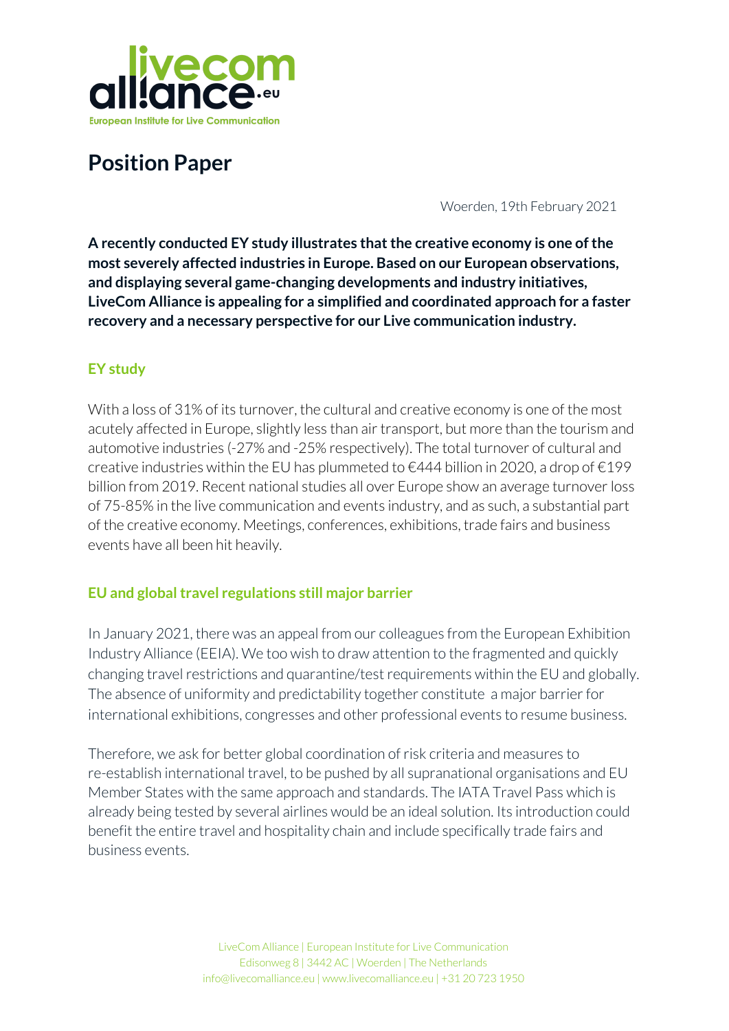# Position Paper

Woerden, 19th February 2021

**A recently conducted EY study illustrates that the creative economy is one of the most severely affected industries in Europe. Based on our European observations, and displaying several game-changing developments and industry initiatives, LiveCom Alliance is appealing for a simplified and coordinated approach for a faster recovery and a necessary perspective for our Live communication industry.**

## EY study

With a loss of 31% of its turnover, the cultural and creative economy is one of the most acutely affected in Europe, slightly less than air transport, but more than the tourism and automotive industries (-27% and -25% respectively). The total turnover of cultural and creative industries within the EU has plummeted to €444 billion in 2020, a drop of €199 billion from 2019. Recent national studies all over Europe show an average turnover loss of 75-85% in the live communication and events industry, and as such, a substantial part of the creative economy. Meetings, conferences, exhibitions, trade fairs and business events have all been hit heavily.

## EU and global travel regulations still major barrier

In January 2021, there was an appeal from our colleagues from the European Exhibition Industry Alliance (EEIA). We too wish to draw attention to the fragmented and quickly changing travel restrictions and quarantine/test requirements within the EU and globally. The absence of uniformity and predictability together constitute a major barrier for international exhibitions, congresses and other professional events to resume business.

Therefore, we ask for better global coordination of risk criteria and measures to re-establish international travel, to be pushed by all supranational organisations and EU Member States with the same approach and standards. The IATA Travel Pass which is already being tested by several airlines would be an ideal solution. Its introduction could benefit the entire travel and hospitality chain and include specifically trade fairs and business events.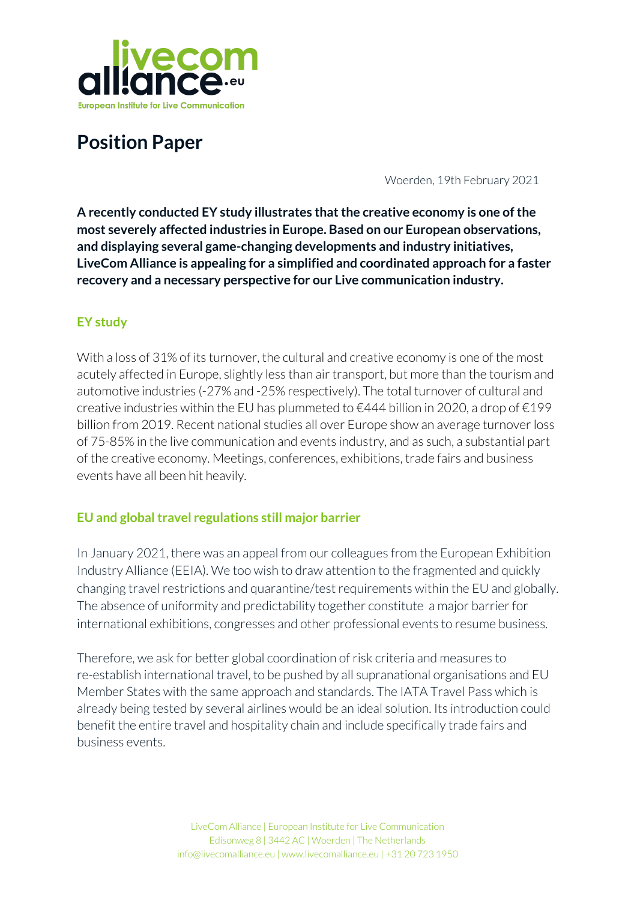# Position Paper

Woerden, 19th February 2021

**A recently conducted EY study illustrates that the creative economy is one of the most severely affected industries in Europe. Based on our European observations, and displaying several game-changing developments and industry initiatives, LiveCom Alliance is appealing for a simplified and coordinated approach for a faster recovery and a necessary perspective for our Live communication industry.**

## EY study

With a loss of 31% of its turnover, the cultural and creative economy is one of the most acutely affected in Europe, slightly less than air transport, but more than the tourism and automotive industries (-27% and -25% respectively). The total turnover of cultural and creative industries within the EU has plummeted to €444 billion in 2020, a drop of €199 billion from 2019. Recent national studies all over Europe show an average turnover loss of 75-85% in the live communication and events industry, and as such, a substantial part of the creative economy. Meetings, conferences, exhibitions, trade fairs and business events have all been hit heavily.

## EU and global travel regulations still major barrier

In January 2021, there was an appeal from our colleagues from the European Exhibition Industry Alliance (EEIA). We too wish to draw attention to the fragmented and quickly changing travel restrictions and quarantine/test requirements within the EU and globally. The absence of uniformity and predictability together constitute a major barrier for international exhibitions, congresses and other professional events to resume business.

Therefore, we ask for better global coordination of risk criteria and measures to re-establish international travel, to be pushed by all supranational organisations and EU Member States with the same approach and standards. The IATA Travel Pass which is already being tested by several airlines would be an ideal solution. Its introduction could benefit the entire travel and hospitality chain and include specifically trade fairs and business events.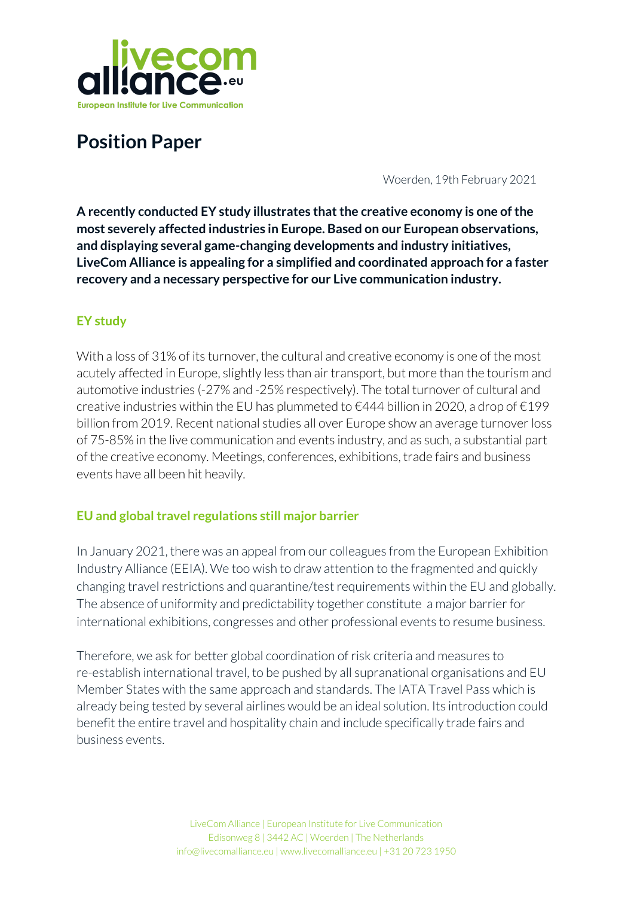# Position Paper

Woerden, 19th February 2021

**A recently conducted EY study illustrates that the creative economy is one of the most severely affected industries in Europe. Based on our European observations, and displaying several game-changing developments and industry initiatives, LiveCom Alliance is appealing for a simplified and coordinated approach for a faster recovery and a necessary perspective for our Live communication industry.**

## EY study

With a loss of 31% of its turnover, the cultural and creative economy is one of the most acutely affected in Europe, slightly less than air transport, but more than the tourism and automotive industries (-27% and -25% respectively). The total turnover of cultural and creative industries within the EU has plummeted to €444 billion in 2020, a drop of €199 billion from 2019. Recent national studies all over Europe show an average turnover loss of 75-85% in the live communication and events industry, and as such, a substantial part of the creative economy. Meetings, conferences, exhibitions, trade fairs and business events have all been hit heavily.

## EU and global travel regulations still major barrier

In January 2021, there was an appeal from our colleagues from the European Exhibition Industry Alliance (EEIA). We too wish to draw attention to the fragmented and quickly changing travel restrictions and quarantine/test requirements within the EU and globally. The absence of uniformity and predictability together constitute a major barrier for international exhibitions, congresses and other professional events to resume business.

Therefore, we ask for better global coordination of risk criteria and measures to re-establish international travel, to be pushed by all supranational organisations and EU Member States with the same approach and standards. The IATA Travel Pass which is already being tested by several airlines would be an ideal solution. Its introduction could benefit the entire travel and hospitality chain and include specifically trade fairs and business events.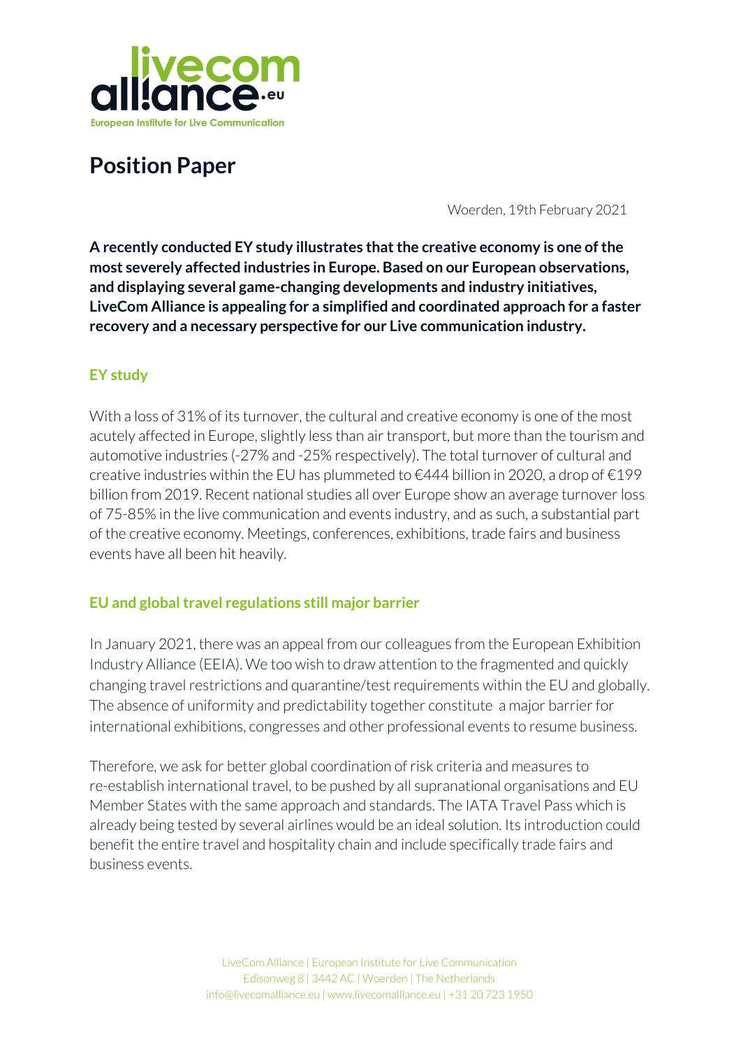# Position Paper

Woerden, 19th February 2021

**A recently conducted EY study illustrates that the creative economy is one of the most severely affected industries in Europe. Based on our European observations, and displaying several game-changing developments and industry initiatives, LiveCom Alliance is appealing for a simplified and coordinated approach for a faster recovery and a necessary perspective for our Live communication industry.**

## EY study

With a loss of 31% of its turnover, the cultural and creative economy is one of the most acutely affected in Europe, slightly less than air transport, but more than the tourism and automotive industries (-27% and -25% respectively). The total turnover of cultural and creative industries within the EU has plummeted to €444 billion in 2020, a drop of €199 billion from 2019. Recent national studies all over Europe show an average turnover loss of 75-85% in the live communication and events industry, and as such, a substantial part of the creative economy. Meetings, conferences, exhibitions, trade fairs and business events have all been hit heavily.

## EU and global travel regulations still major barrier

In January 2021, there was an appeal from our colleagues from the European Exhibition Industry Alliance (EEIA). We too wish to draw attention to the fragmented and quickly changing travel restrictions and quarantine/test requirements within the EU and globally. The absence of uniformity and predictability together constitute a major barrier for international exhibitions, congresses and other professional events to resume business.

Therefore, we ask for better global coordination of risk criteria and measures to re-establish international travel, to be pushed by all supranational organisations and EU Member States with the same approach and standards. The IATA Travel Pass which is already being tested by several airlines would be an ideal solution. Its introduction could benefit the entire travel and hospitality chain and include specifically trade fairs and business events.